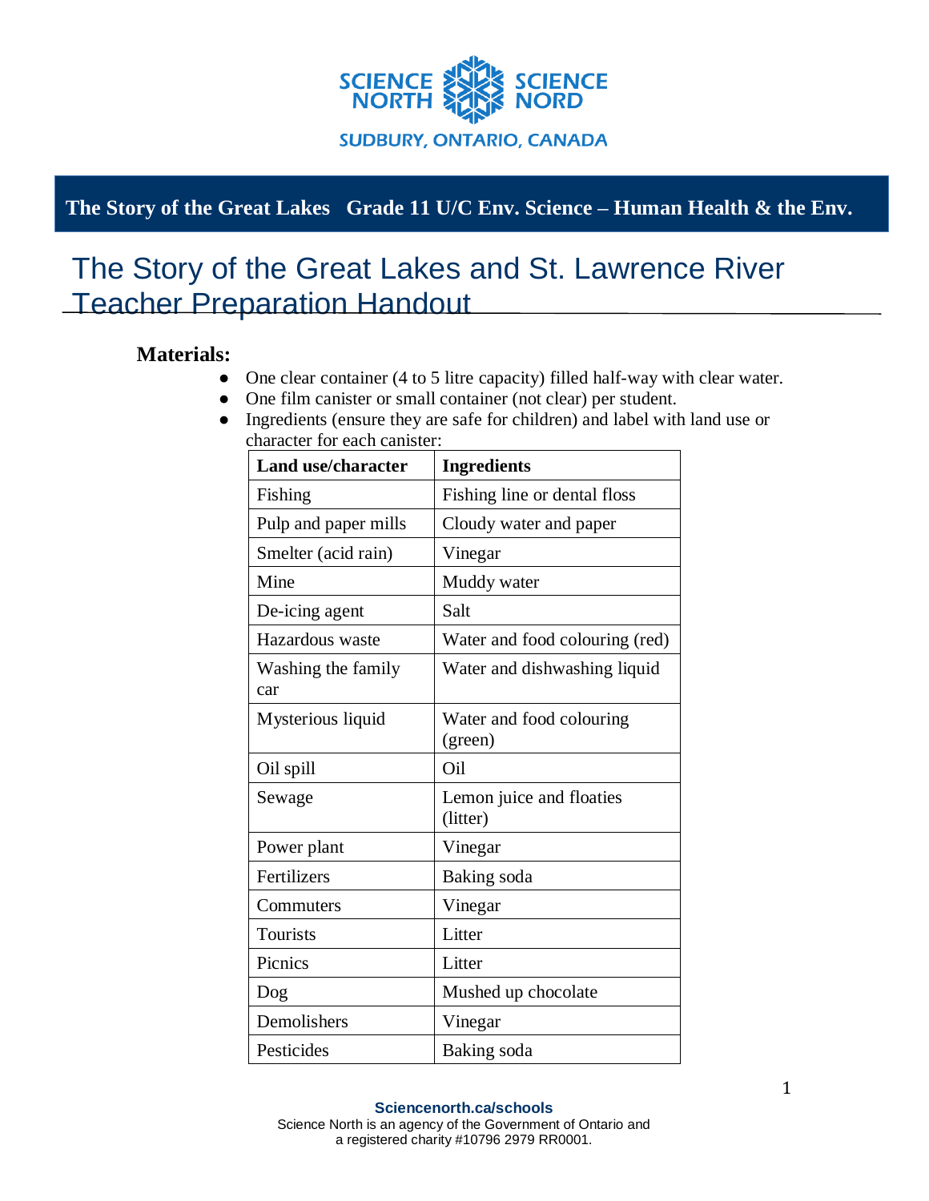**The Story of the Great Lakes Grade 11 U/C Env. Science – Human Health & the Env.**

# The Story of the Great Lakes and St. Lawrence River Teacher Preparation Handout

### Materials:

- One clear container (4 to 5 litre capacity) filled half-way with clear water.
- One film canister or small container (not clear) per student.
- Ingredients (ensure they are safe for children) and label with land use or character for each canister:

| Land use/character | Ingredients |
|---|---|
| Fishing | Fishing line or dental floss |
| Pulp and paper mills | Cloudy water and paper |
| Smelter (acid rain) | Vinegar |
| Mine | Muddy water |
| De-icing agent | Salt |
| Hazardous waste | Water and food colouring (red) |
| Washing the family car | Water and dishwashing liquid |
| Mysterious liquid | Water and food colouring (green) |
| Oil spill | Oil |
| Sewage | Lemon juice and floaties (litter) |
| Power plant | Vinegar |
| Fertilizers | Baking soda |
| Commuters | Vinegar |
| Tourists | Litter |
| Picnics | Litter |
| Dog | Mushed up chocolate |
| Demolishers | Vinegar |
| Pesticides | Baking soda |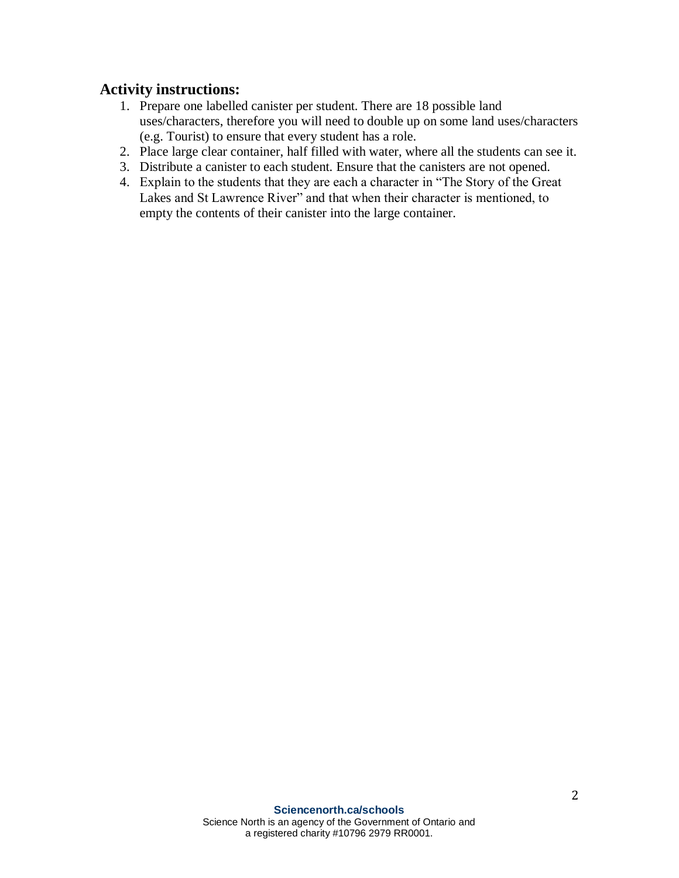## Activity instructions:

1. Prepare one labelled canister per student. There are 18 possible land uses/characters, therefore you will need to double up on some land uses/characters (e.g. Tourist) to ensure that every student has a role.
2. Place large clear container, half filled with water, where all the students can see it.
3. Distribute a canister to each student. Ensure that the canisters are not opened.
4. Explain to the students that they are each a character in "The Story of the Great Lakes and St Lawrence River" and that when their character is mentioned, to empty the contents of their canister into the large container.